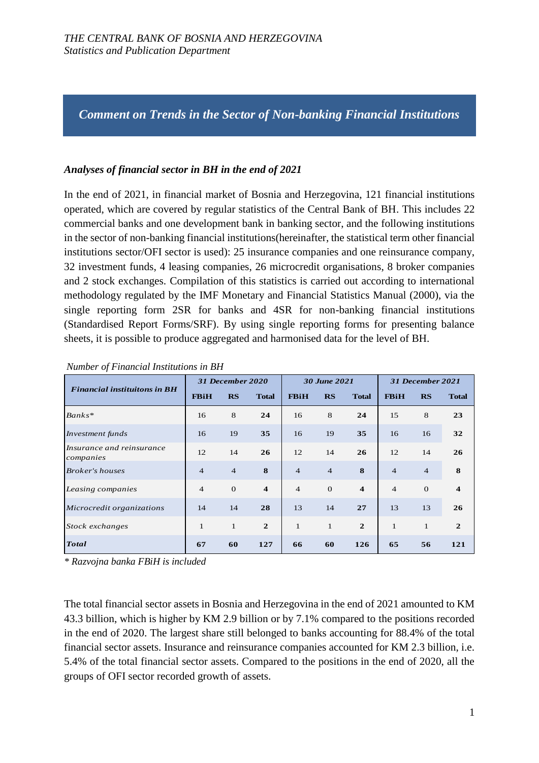*THE CENTRAL BANK OF BOSNIA AND HERZEGOVINA*
*Statistics and Publication Department*

# *Comment on Trends in the Sector of Non-banking Financial Institutions*

## *Analyses of financial sector in BH in the end of 2021*

In the end of 2021, in financial market of Bosnia and Herzegovina, 121 financial institutions operated, which are covered by regular statistics of the Central Bank of BH. This includes 22 commercial banks and one development bank in banking sector, and the following institutions in the sector of non-banking financial institutions(hereinafter, the statistical term other financial institutions sector/OFI sector is used): 25 insurance companies and one reinsurance company, 32 investment funds, 4 leasing companies, 26 microcredit organisations, 8 broker companies and 2 stock exchanges. Compilation of this statistics is carried out according to international methodology regulated by the IMF Monetary and Financial Statistics Manual (2000), via the single reporting form 2SR for banks and 4SR for non-banking financial institutions (Standardised Report Forms/SRF). By using single reporting forms for presenting balance sheets, it is possible to produce aggregated and harmonised data for the level of BH.

*Number of Financial Institutions in BH*

| *Financial instituitons in BH* | *31 December 2020* | | | *30 June 2021* | | | *31 December 2021* | | |
|---|---|---|---|---|---|---|---|---|---|
| | **FBiH** | **RS** | **Total** | **FBiH** | **RS** | **Total** | **FBiH** | **RS** | **Total** |
| *Banks\** | 16 | 8 | **24** | 16 | 8 | **24** | 15 | 8 | **23** |
| *Investment funds* | 16 | 19 | **35** | 16 | 19 | **35** | 16 | 16 | **32** |
| *Insurance and reinsurance companies* | 12 | 14 | **26** | 12 | 14 | **26** | 12 | 14 | **26** |
| *Broker's houses* | 4 | 4 | **8** | 4 | 4 | **8** | 4 | 4 | **8** |
| *Leasing companies* | 4 | 0 | **4** | 4 | 0 | **4** | 4 | 0 | **4** |
| *Microcredit organizations* | 14 | 14 | **28** | 13 | 14 | **27** | 13 | 13 | **26** |
| *Stock exchanges* | 1 | 1 | **2** | 1 | 1 | **2** | 1 | 1 | **2** |
| ***Total*** | **67** | **60** | **127** | **66** | **60** | **126** | **65** | **56** | **121** |

*\* Razvojna banka FBiH is included*

The total financial sector assets in Bosnia and Herzegovina in the end of 2021 amounted to KM 43.3 billion, which is higher by KM 2.9 billion or by 7.1% compared to the positions recorded in the end of 2020. The largest share still belonged to banks accounting for 88.4% of the total financial sector assets. Insurance and reinsurance companies accounted for KM 2.3 billion, i.e. 5.4% of the total financial sector assets. Compared to the positions in the end of 2020, all the groups of OFI sector recorded growth of assets.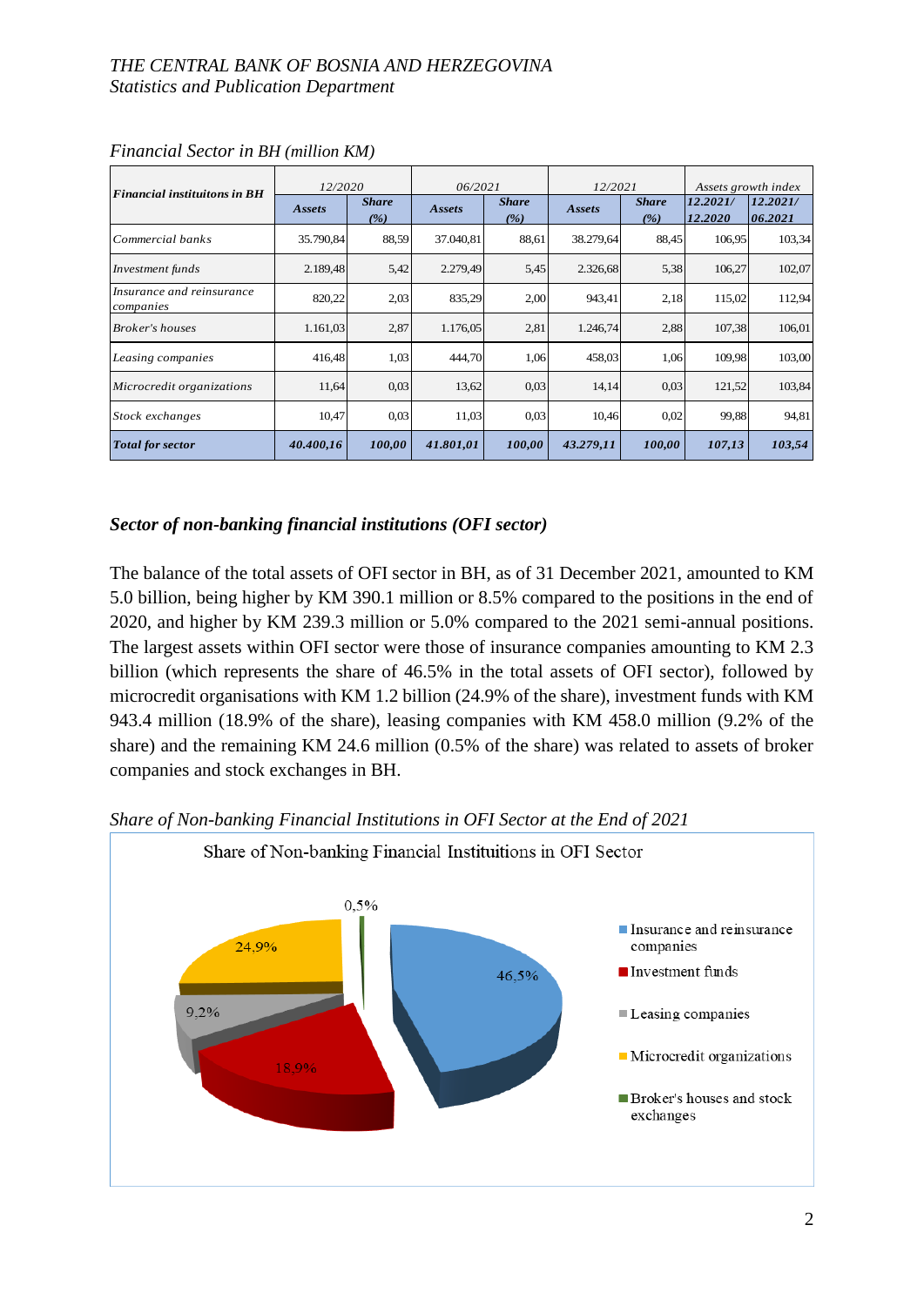*Financial Sector in BH (million KM)*

| Financial instituitons in BH | 12/2020 | | 06/2021 | | 12/2021 | | Assets growth index | |
|---|---|---|---|---|---|---|---|---|
| | Assets | Share (%) | Assets | Share (%) | Assets | Share (%) | 12.2021/ 12.2020 | 12.2021/ 06.2021 |
| Commercial banks | 35.790,84 | 88,59 | 37.040,81 | 88,61 | 38.279,64 | 88,45 | 106,95 | 103,34 |
| Investment funds | 2.189,48 | 5,42 | 2.279,49 | 5,45 | 2.326,68 | 5,38 | 106,27 | 102,07 |
| Insurance and reinsurance companies | 820,22 | 2,03 | 835,29 | 2,00 | 943,41 | 2,18 | 115,02 | 112,94 |
| Broker's houses | 1.161,03 | 2,87 | 1.176,05 | 2,81 | 1.246,74 | 2,88 | 107,38 | 106,01 |
| Leasing companies | 416,48 | 1,03 | 444,70 | 1,06 | 458,03 | 1,06 | 109,98 | 103,00 |
| Microcredit organizations | 11,64 | 0,03 | 13,62 | 0,03 | 14,14 | 0,03 | 121,52 | 103,84 |
| Stock exchanges | 10,47 | 0,03 | 11,03 | 0,03 | 10,46 | 0,02 | 99,88 | 94,81 |
| **Total for sector** | **40.400,16** | **100,00** | **41.801,01** | **100,00** | **43.279,11** | **100,00** | **107,13** | **103,54** |

## *Sector of non-banking financial institutions (OFI sector)*

The balance of the total assets of OFI sector in BH, as of 31 December 2021, amounted to KM 5.0 billion, being higher by KM 390.1 million or 8.5% compared to the positions in the end of 2020, and higher by KM 239.3 million or 5.0% compared to the 2021 semi-annual positions. The largest assets within OFI sector were those of insurance companies amounting to KM 2.3 billion (which represents the share of 46.5% in the total assets of OFI sector), followed by microcredit organisations with KM 1.2 billion (24.9% of the share), investment funds with KM 943.4 million (18.9% of the share), leasing companies with KM 458.0 million (9.2% of the share) and the remaining KM 24.6 million (0.5% of the share) was related to assets of broker companies and stock exchanges in BH.

*Share of Non-banking Financial Institutions in OFI Sector at the End of 2021*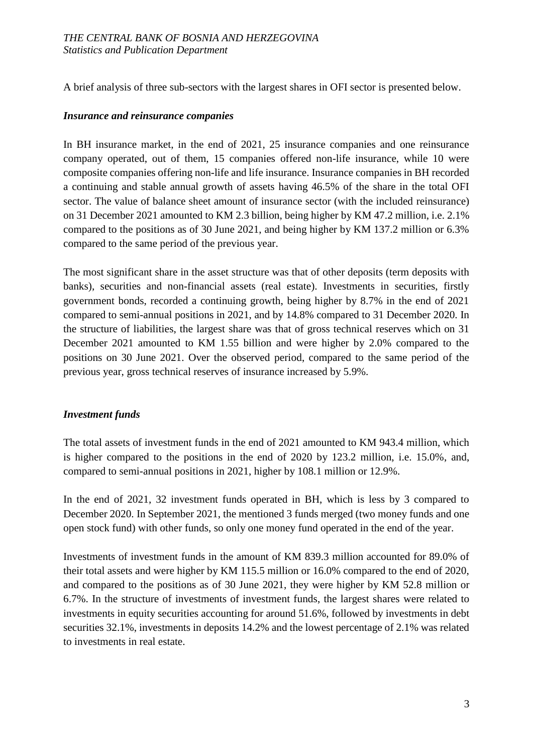A brief analysis of three sub-sectors with the largest shares in OFI sector is presented below.

### *Insurance and reinsurance companies*

In BH insurance market, in the end of 2021, 25 insurance companies and one reinsurance company operated, out of them, 15 companies offered non-life insurance, while 10 were composite companies offering non-life and life insurance. Insurance companies in BH recorded a continuing and stable annual growth of assets having 46.5% of the share in the total OFI sector. The value of balance sheet amount of insurance sector (with the included reinsurance) on 31 December 2021 amounted to KM 2.3 billion, being higher by KM 47.2 million, i.e. 2.1% compared to the positions as of 30 June 2021, and being higher by KM 137.2 million or 6.3% compared to the same period of the previous year.

The most significant share in the asset structure was that of other deposits (term deposits with banks), securities and non-financial assets (real estate). Investments in securities, firstly government bonds, recorded a continuing growth, being higher by 8.7% in the end of 2021 compared to semi-annual positions in 2021, and by 14.8% compared to 31 December 2020. In the structure of liabilities, the largest share was that of gross technical reserves which on 31 December 2021 amounted to KM 1.55 billion and were higher by 2.0% compared to the positions on 30 June 2021. Over the observed period, compared to the same period of the previous year, gross technical reserves of insurance increased by 5.9%.

### *Investment funds*

The total assets of investment funds in the end of 2021 amounted to KM 943.4 million, which is higher compared to the positions in the end of 2020 by 123.2 million, i.e. 15.0%, and, compared to semi-annual positions in 2021, higher by 108.1 million or 12.9%.

In the end of 2021, 32 investment funds operated in BH, which is less by 3 compared to December 2020. In September 2021, the mentioned 3 funds merged (two money funds and one open stock fund) with other funds, so only one money fund operated in the end of the year.

Investments of investment funds in the amount of KM 839.3 million accounted for 89.0% of their total assets and were higher by KM 115.5 million or 16.0% compared to the end of 2020, and compared to the positions as of 30 June 2021, they were higher by KM 52.8 million or 6.7%. In the structure of investments of investment funds, the largest shares were related to investments in equity securities accounting for around 51.6%, followed by investments in debt securities 32.1%, investments in deposits 14.2% and the lowest percentage of 2.1% was related to investments in real estate.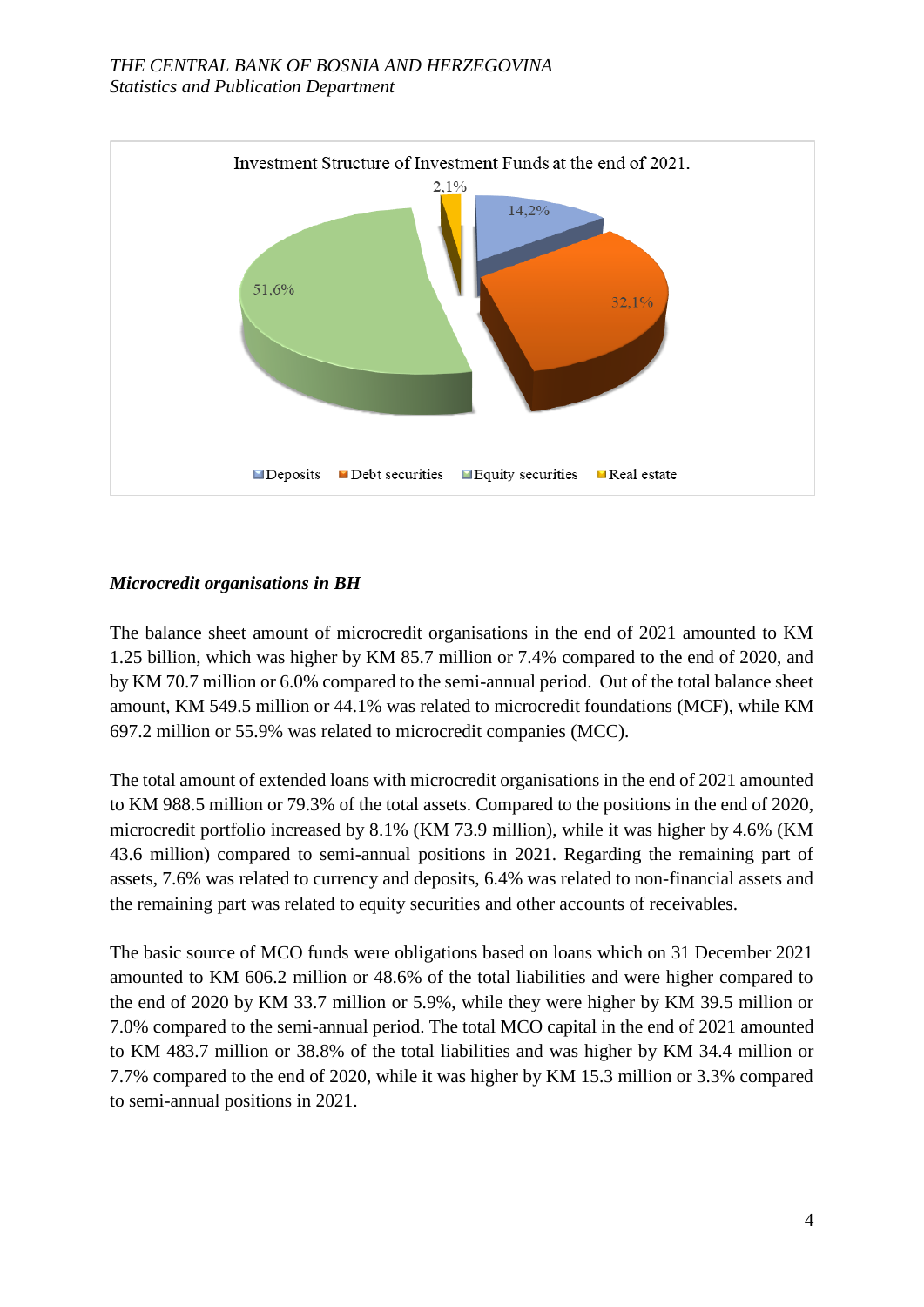Investment Structure of Investment Funds at the end of 2021.

2,1%

14,2%

51,6%

32,1%

Deposits Debt securities Equity securities Real estate

### *Microcredit organisations in BH*

The balance sheet amount of microcredit organisations in the end of 2021 amounted to KM 1.25 billion, which was higher by KM 85.7 million or 7.4% compared to the end of 2020, and by KM 70.7 million or 6.0% compared to the semi-annual period. Out of the total balance sheet amount, KM 549.5 million or 44.1% was related to microcredit foundations (MCF), while KM 697.2 million or 55.9% was related to microcredit companies (MCC).

The total amount of extended loans with microcredit organisations in the end of 2021 amounted to KM 988.5 million or 79.3% of the total assets. Compared to the positions in the end of 2020, microcredit portfolio increased by 8.1% (KM 73.9 million), while it was higher by 4.6% (KM 43.6 million) compared to semi-annual positions in 2021. Regarding the remaining part of assets, 7.6% was related to currency and deposits, 6.4% was related to non-financial assets and the remaining part was related to equity securities and other accounts of receivables.

The basic source of MCO funds were obligations based on loans which on 31 December 2021 amounted to KM 606.2 million or 48.6% of the total liabilities and were higher compared to the end of 2020 by KM 33.7 million or 5.9%, while they were higher by KM 39.5 million or 7.0% compared to the semi-annual period. The total MCO capital in the end of 2021 amounted to KM 483.7 million or 38.8% of the total liabilities and was higher by KM 34.4 million or 7.7% compared to the end of 2020, while it was higher by KM 15.3 million or 3.3% compared to semi-annual positions in 2021.